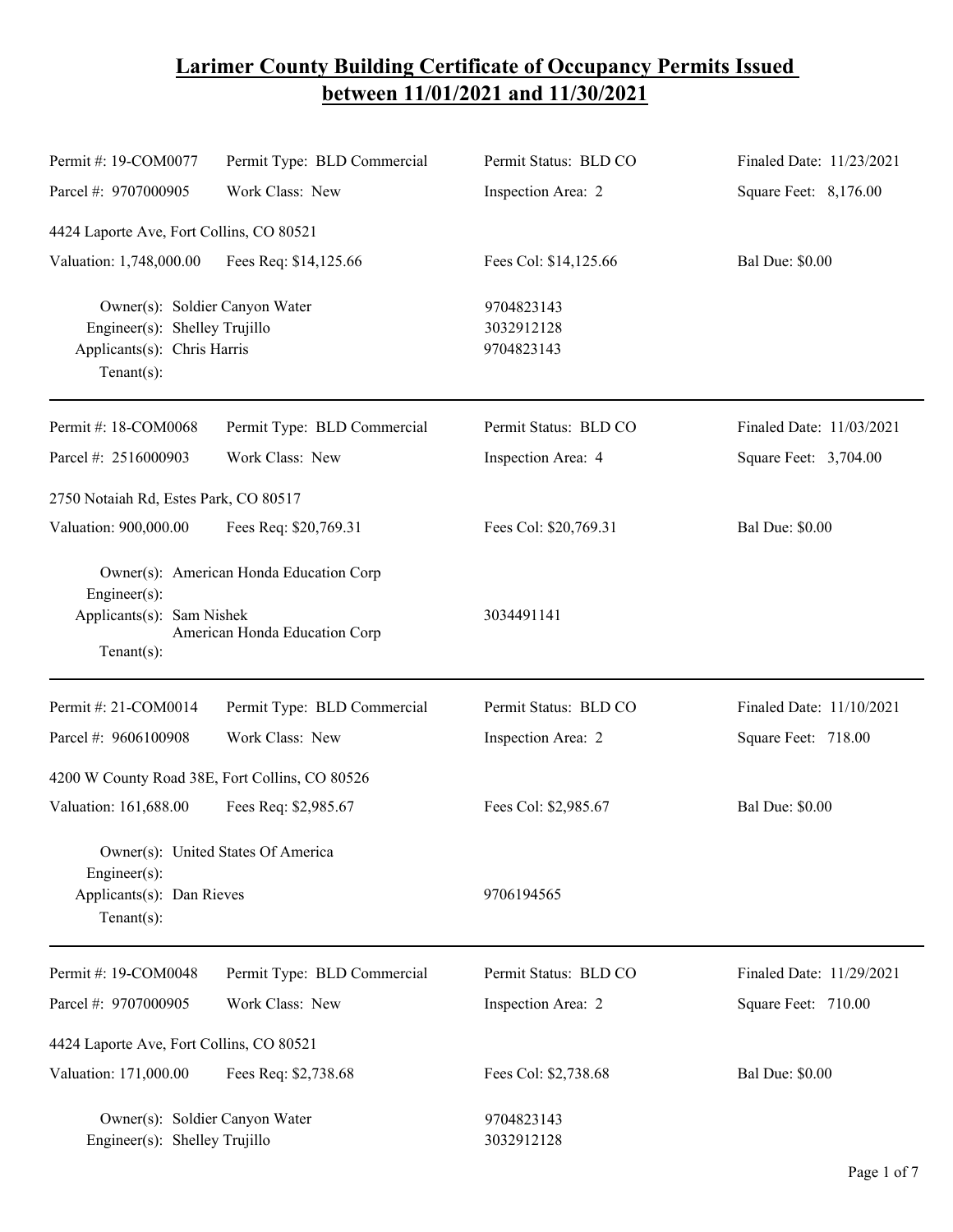# Larimer County Building Certificate of Occupancy Permits Issued between 11/01/2021 and 11/30/2021

| | | | |
|---|---|---|---|
| Permit #: 19-COM0077 | Permit Type: BLD Commercial | Permit Status: BLD CO | Finaled Date: 11/23/2021 |
| Parcel #: 9707000905 | Work Class: New | Inspection Area: 2 | Square Feet: 8,176.00 |

4424 Laporte Ave, Fort Collins, CO 80521

| | | | |
|---|---|---|---|
| Valuation: 1,748,000.00 | Fees Req: $14,125.66 | Fees Col: $14,125.66 | Bal Due: $0.00 |

Owner(s): Soldier Canyon Water — 9704823143
Engineer(s): Shelley Trujillo — 3032912128
Applicants(s): Chris Harris — 9704823143
Tenant(s):

---

| | | | |
|---|---|---|---|
| Permit #: 18-COM0068 | Permit Type: BLD Commercial | Permit Status: BLD CO | Finaled Date: 11/03/2021 |
| Parcel #: 2516000903 | Work Class: New | Inspection Area: 4 | Square Feet: 3,704.00 |

2750 Notaiah Rd, Estes Park, CO 80517

| | | | |
|---|---|---|---|
| Valuation: 900,000.00 | Fees Req: $20,769.31 | Fees Col: $20,769.31 | Bal Due: $0.00 |

Owner(s): American Honda Education Corp
Engineer(s):
Applicants(s): Sam Nishek — 3034491141
American Honda Education Corp
Tenant(s):

---

| | | | |
|---|---|---|---|
| Permit #: 21-COM0014 | Permit Type: BLD Commercial | Permit Status: BLD CO | Finaled Date: 11/10/2021 |
| Parcel #: 9606100908 | Work Class: New | Inspection Area: 2 | Square Feet: 718.00 |

4200 W County Road 38E, Fort Collins, CO 80526

| | | | |
|---|---|---|---|
| Valuation: 161,688.00 | Fees Req: $2,985.67 | Fees Col: $2,985.67 | Bal Due: $0.00 |

Owner(s): United States Of America
Engineer(s):
Applicants(s): Dan Rieves — 9706194565
Tenant(s):

---

| | | | |
|---|---|---|---|
| Permit #: 19-COM0048 | Permit Type: BLD Commercial | Permit Status: BLD CO | Finaled Date: 11/29/2021 |
| Parcel #: 9707000905 | Work Class: New | Inspection Area: 2 | Square Feet: 710.00 |

4424 Laporte Ave, Fort Collins, CO 80521

| | | | |
|---|---|---|---|
| Valuation: 171,000.00 | Fees Req: $2,738.68 | Fees Col: $2,738.68 | Bal Due: $0.00 |

Owner(s): Soldier Canyon Water — 9704823143
Engineer(s): Shelley Trujillo — 3032912128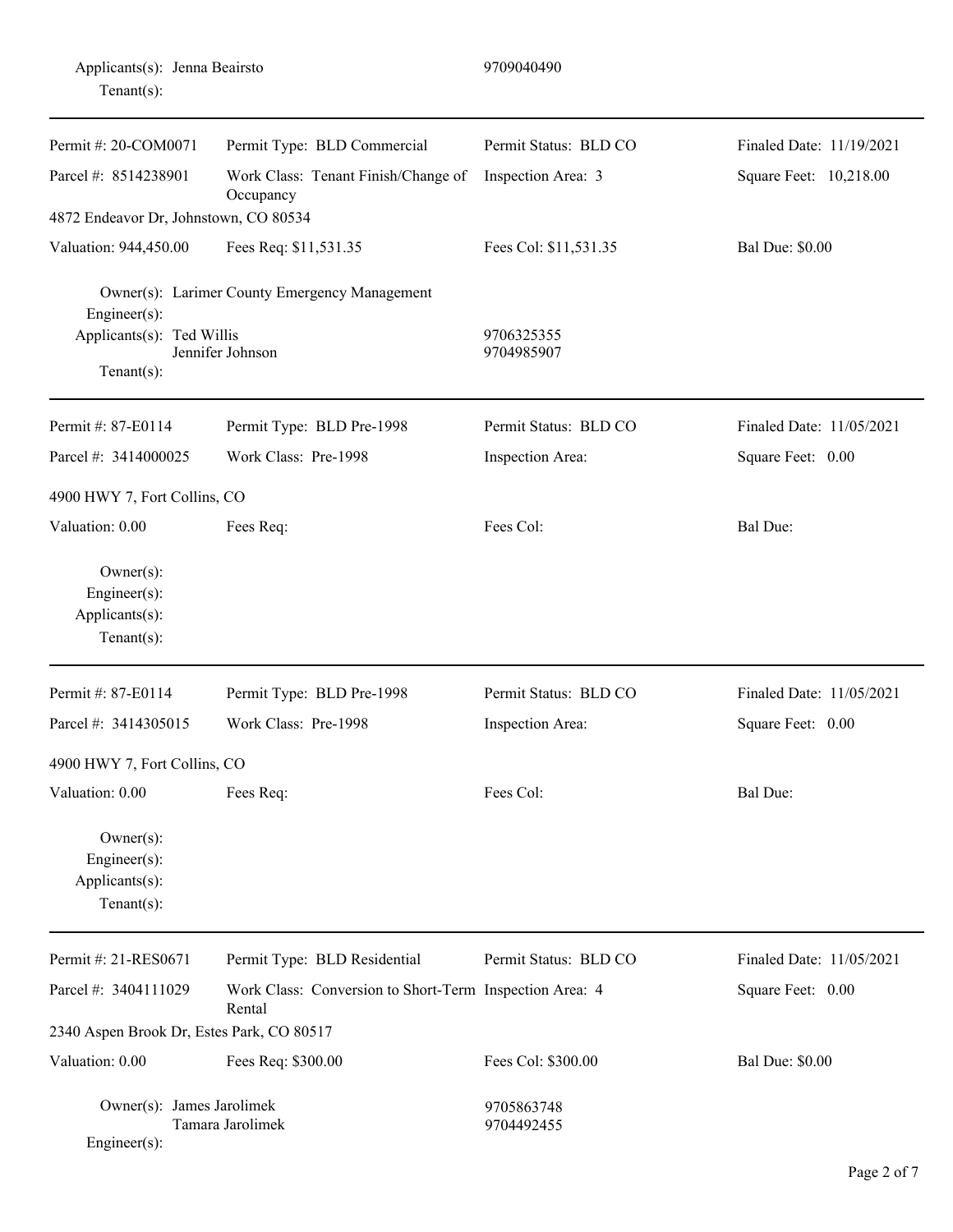Applicants(s): Jenna Beairsto 9709040490
Tenant(s):

---

| Permit #: 20-COM0071 | Permit Type: BLD Commercial | Permit Status: BLD CO | Finaled Date: 11/19/2021 |
|---|---|---|---|
| Parcel #: 8514238901 | Work Class: Tenant Finish/Change of Occupancy | Inspection Area: 3 | Square Feet: 10,218.00 |
| 4872 Endeavor Dr, Johnstown, CO 80534 | | | |
| Valuation: 944,450.00 | Fees Req: $11,531.35 | Fees Col: $11,531.35 | Bal Due: $0.00 |

Owner(s): Larimer County Emergency Management
Engineer(s):
Applicants(s): Ted Willis 9706325355
Jennifer Johnson 9704985907
Tenant(s):

---

| Permit #: 87-E0114 | Permit Type: BLD Pre-1998 | Permit Status: BLD CO | Finaled Date: 11/05/2021 |
|---|---|---|---|
| Parcel #: 3414000025 | Work Class: Pre-1998 | Inspection Area: | Square Feet: 0.00 |
| 4900 HWY 7, Fort Collins, CO | | | |
| Valuation: 0.00 | Fees Req: | Fees Col: | Bal Due: |

Owner(s):
Engineer(s):
Applicants(s):
Tenant(s):

---

| Permit #: 87-E0114 | Permit Type: BLD Pre-1998 | Permit Status: BLD CO | Finaled Date: 11/05/2021 |
|---|---|---|---|
| Parcel #: 3414305015 | Work Class: Pre-1998 | Inspection Area: | Square Feet: 0.00 |
| 4900 HWY 7, Fort Collins, CO | | | |
| Valuation: 0.00 | Fees Req: | Fees Col: | Bal Due: |

Owner(s):
Engineer(s):
Applicants(s):
Tenant(s):

---

| Permit #: 21-RES0671 | Permit Type: BLD Residential | Permit Status: BLD CO | Finaled Date: 11/05/2021 |
|---|---|---|---|
| Parcel #: 3404111029 | Work Class: Conversion to Short-Term Rental | Inspection Area: 4 | Square Feet: 0.00 |
| 2340 Aspen Brook Dr, Estes Park, CO 80517 | | | |
| Valuation: 0.00 | Fees Req: $300.00 | Fees Col: $300.00 | Bal Due: $0.00 |

Owner(s): James Jarolimek 9705863748
Tamara Jarolimek 9704492455
Engineer(s):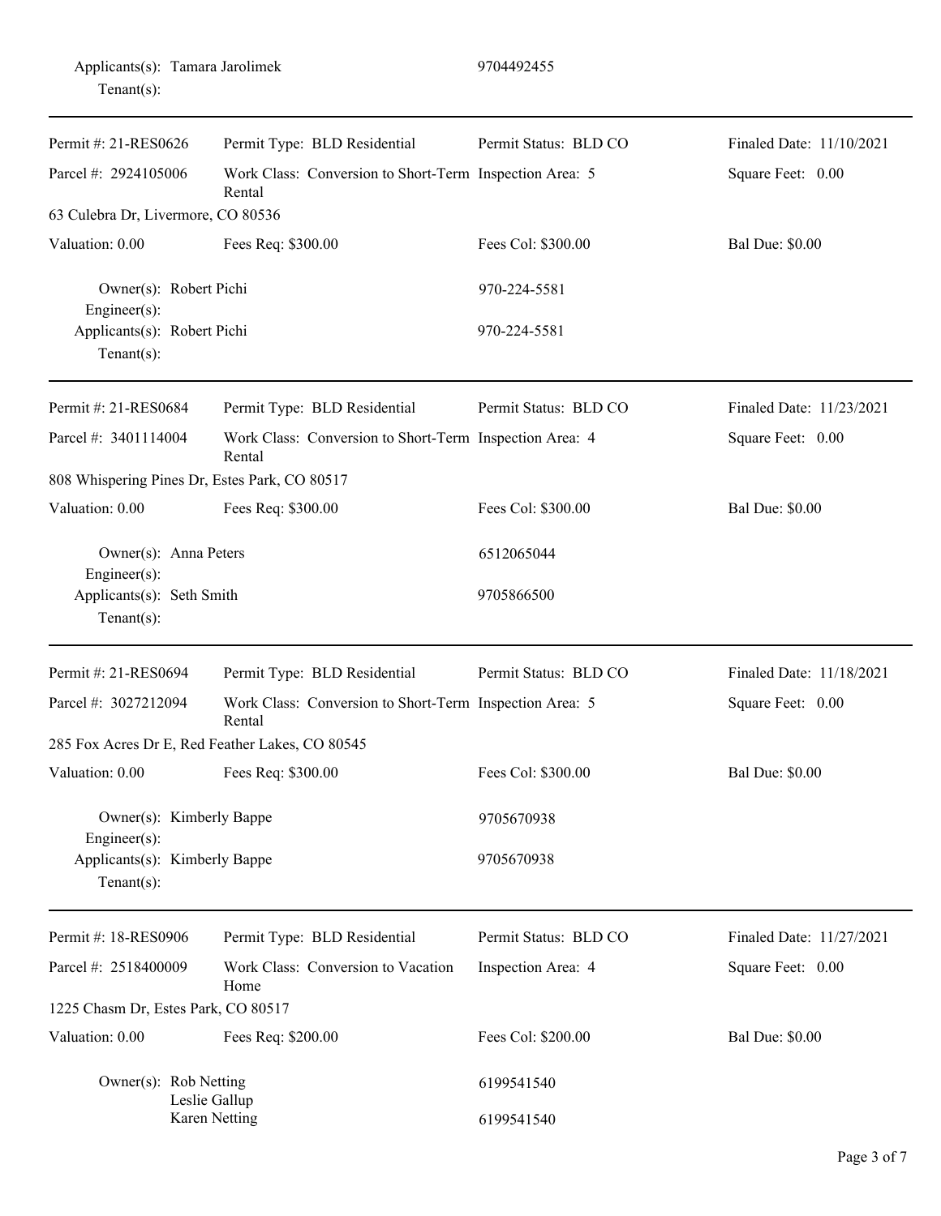Applicants(s): Tamara Jarolimek 9704492455
Tenant(s):

---

| Permit #: 21-RES0626 | Permit Type: BLD Residential | Permit Status: BLD CO | Finaled Date: 11/10/2021 |
|---|---|---|---|
| Parcel #: 2924105006 | Work Class: Conversion to Short-Term Rental | Inspection Area: 5 | Square Feet: 0.00 |
| 63 Culebra Dr, Livermore, CO 80536 | | | |
| Valuation: 0.00 | Fees Req: $300.00 | Fees Col: $300.00 | Bal Due: $0.00 |

Owner(s): Robert Pichi 970-224-5581
Engineer(s):
Applicants(s): Robert Pichi 970-224-5581
Tenant(s):

---

| Permit #: 21-RES0684 | Permit Type: BLD Residential | Permit Status: BLD CO | Finaled Date: 11/23/2021 |
|---|---|---|---|
| Parcel #: 3401114004 | Work Class: Conversion to Short-Term Rental | Inspection Area: 4 | Square Feet: 0.00 |
| 808 Whispering Pines Dr, Estes Park, CO 80517 | | | |
| Valuation: 0.00 | Fees Req: $300.00 | Fees Col: $300.00 | Bal Due: $0.00 |

Owner(s): Anna Peters 6512065044
Engineer(s):
Applicants(s): Seth Smith 9705866500
Tenant(s):

---

| Permit #: 21-RES0694 | Permit Type: BLD Residential | Permit Status: BLD CO | Finaled Date: 11/18/2021 |
|---|---|---|---|
| Parcel #: 3027212094 | Work Class: Conversion to Short-Term Rental | Inspection Area: 5 | Square Feet: 0.00 |
| 285 Fox Acres Dr E, Red Feather Lakes, CO 80545 | | | |
| Valuation: 0.00 | Fees Req: $300.00 | Fees Col: $300.00 | Bal Due: $0.00 |

Owner(s): Kimberly Bappe 9705670938
Engineer(s):
Applicants(s): Kimberly Bappe 9705670938
Tenant(s):

---

| Permit #: 18-RES0906 | Permit Type: BLD Residential | Permit Status: BLD CO | Finaled Date: 11/27/2021 |
|---|---|---|---|
| Parcel #: 2518400009 | Work Class: Conversion to Vacation Home | Inspection Area: 4 | Square Feet: 0.00 |
| 1225 Chasm Dr, Estes Park, CO 80517 | | | |
| Valuation: 0.00 | Fees Req: $200.00 | Fees Col: $200.00 | Bal Due: $0.00 |

Owner(s): Rob Netting 6199541540
Leslie Gallup
Karen Netting 6199541540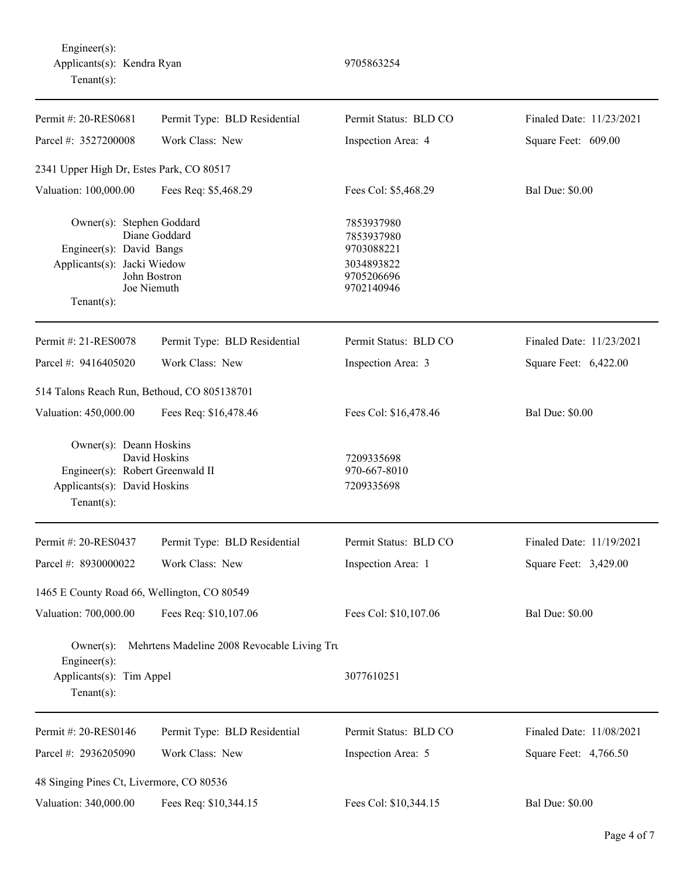Engineer(s):
Applicants(s): Kendra Ryan 9705863254
Tenant(s):

---

Permit #: 20-RES0681 | Permit Type: BLD Residential | Permit Status: BLD CO | Finaled Date: 11/23/2021
Parcel #: 3527200008 | Work Class: New | Inspection Area: 4 | Square Feet: 609.00

2341 Upper High Dr, Estes Park, CO 80517

Valuation: 100,000.00 | Fees Req: $5,468.29 | Fees Col: $5,468.29 | Bal Due: $0.00

Owner(s): Stephen Goddard 7853937980
Diane Goddard 7853937980
Engineer(s): David Bangs 9703088221
Applicants(s): Jacki Wiedow 3034893822
John Bostron 9705206696
Joe Niemuth 9702140946
Tenant(s):

---

Permit #: 21-RES0078 | Permit Type: BLD Residential | Permit Status: BLD CO | Finaled Date: 11/23/2021
Parcel #: 9416405020 | Work Class: New | Inspection Area: 3 | Square Feet: 6,422.00

514 Talons Reach Run, Bethoud, CO 805138701

Valuation: 450,000.00 | Fees Req: $16,478.46 | Fees Col: $16,478.46 | Bal Due: $0.00

Owner(s): Deann Hoskins
David Hoskins 7209335698
Engineer(s): Robert Greenwald II 970-667-8010
Applicants(s): David Hoskins 7209335698
Tenant(s):

---

Permit #: 20-RES0437 | Permit Type: BLD Residential | Permit Status: BLD CO | Finaled Date: 11/19/2021
Parcel #: 8930000022 | Work Class: New | Inspection Area: 1 | Square Feet: 3,429.00

1465 E County Road 66, Wellington, CO 80549

Valuation: 700,000.00 | Fees Req: $10,107.06 | Fees Col: $10,107.06 | Bal Due: $0.00

Owner(s): Mehrtens Madeline 2008 Revocable Living Tru
Engineer(s):
Applicants(s): Tim Appel 3077610251
Tenant(s):

---

Permit #: 20-RES0146 | Permit Type: BLD Residential | Permit Status: BLD CO | Finaled Date: 11/08/2021
Parcel #: 2936205090 | Work Class: New | Inspection Area: 5 | Square Feet: 4,766.50

48 Singing Pines Ct, Livermore, CO 80536

Valuation: 340,000.00 | Fees Req: $10,344.15 | Fees Col: $10,344.15 | Bal Due: $0.00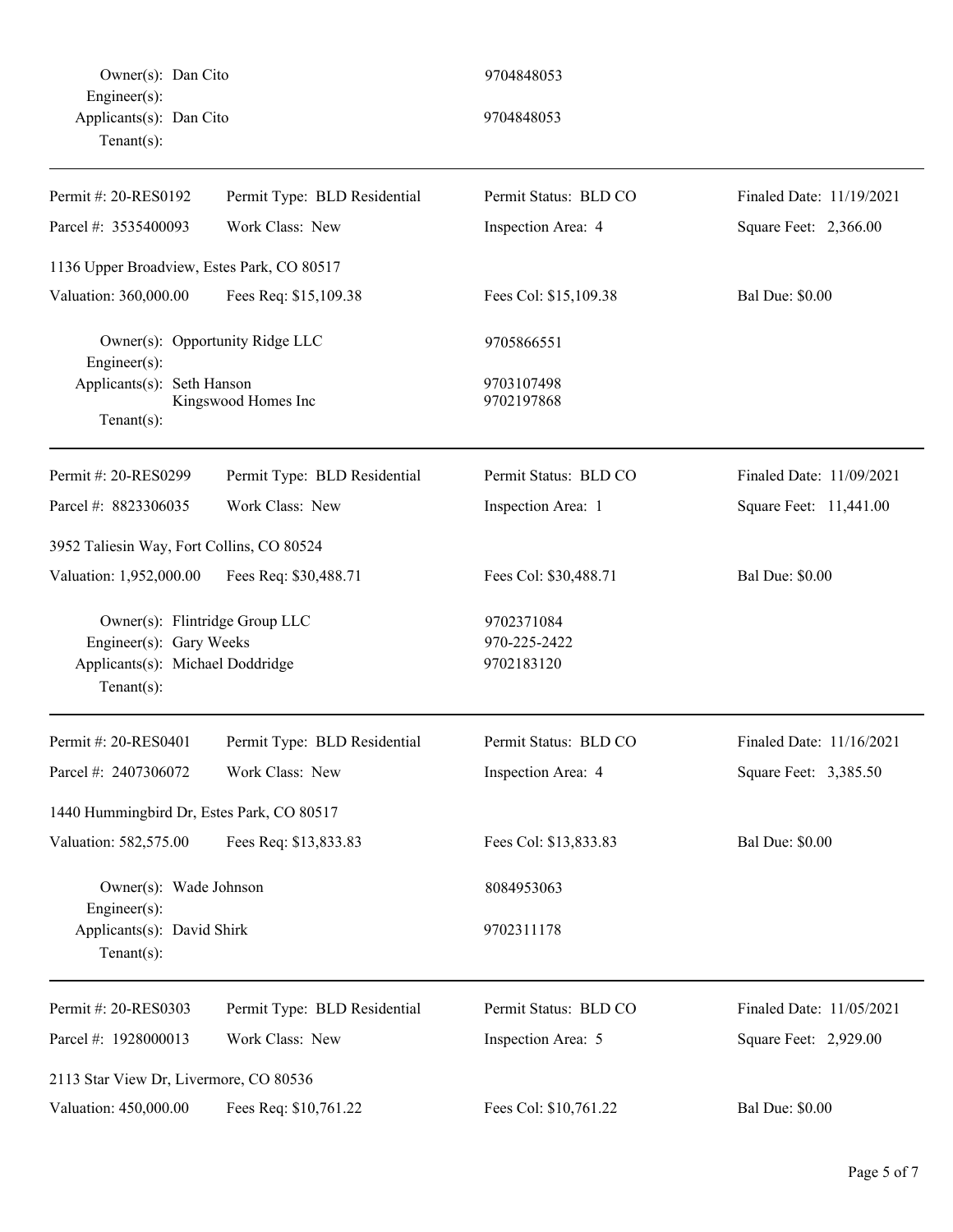Owner(s): Dan Cito 9704848053
Engineer(s):
Applicants(s): Dan Cito 9704848053
Tenant(s):

---

| Permit #: 20-RES0192 | Permit Type: BLD Residential | Permit Status: BLD CO | Finaled Date: 11/19/2021 |
|---|---|---|---|
| Parcel #: 3535400093 | Work Class: New | Inspection Area: 4 | Square Feet: 2,366.00 |
| 1136 Upper Broadview, Estes Park, CO 80517 | | | |
| Valuation: 360,000.00 | Fees Req: $15,109.38 | Fees Col: $15,109.38 | Bal Due: $0.00 |

Owner(s): Opportunity Ridge LLC 9705866551
Engineer(s):
Applicants(s): Seth Hanson 9703107498
Kingswood Homes Inc 9702197868
Tenant(s):

---

| Permit #: 20-RES0299 | Permit Type: BLD Residential | Permit Status: BLD CO | Finaled Date: 11/09/2021 |
|---|---|---|---|
| Parcel #: 8823306035 | Work Class: New | Inspection Area: 1 | Square Feet: 11,441.00 |
| 3952 Taliesin Way, Fort Collins, CO 80524 | | | |
| Valuation: 1,952,000.00 | Fees Req: $30,488.71 | Fees Col: $30,488.71 | Bal Due: $0.00 |

Owner(s): Flintridge Group LLC 9702371084
Engineer(s): Gary Weeks 970-225-2422
Applicants(s): Michael Doddridge 9702183120
Tenant(s):

---

| Permit #: 20-RES0401 | Permit Type: BLD Residential | Permit Status: BLD CO | Finaled Date: 11/16/2021 |
|---|---|---|---|
| Parcel #: 2407306072 | Work Class: New | Inspection Area: 4 | Square Feet: 3,385.50 |
| 1440 Hummingbird Dr, Estes Park, CO 80517 | | | |
| Valuation: 582,575.00 | Fees Req: $13,833.83 | Fees Col: $13,833.83 | Bal Due: $0.00 |

Owner(s): Wade Johnson 8084953063
Engineer(s):
Applicants(s): David Shirk 9702311178
Tenant(s):

---

| Permit #: 20-RES0303 | Permit Type: BLD Residential | Permit Status: BLD CO | Finaled Date: 11/05/2021 |
|---|---|---|---|
| Parcel #: 1928000013 | Work Class: New | Inspection Area: 5 | Square Feet: 2,929.00 |
| 2113 Star View Dr, Livermore, CO 80536 | | | |
| Valuation: 450,000.00 | Fees Req: $10,761.22 | Fees Col: $10,761.22 | Bal Due: $0.00 |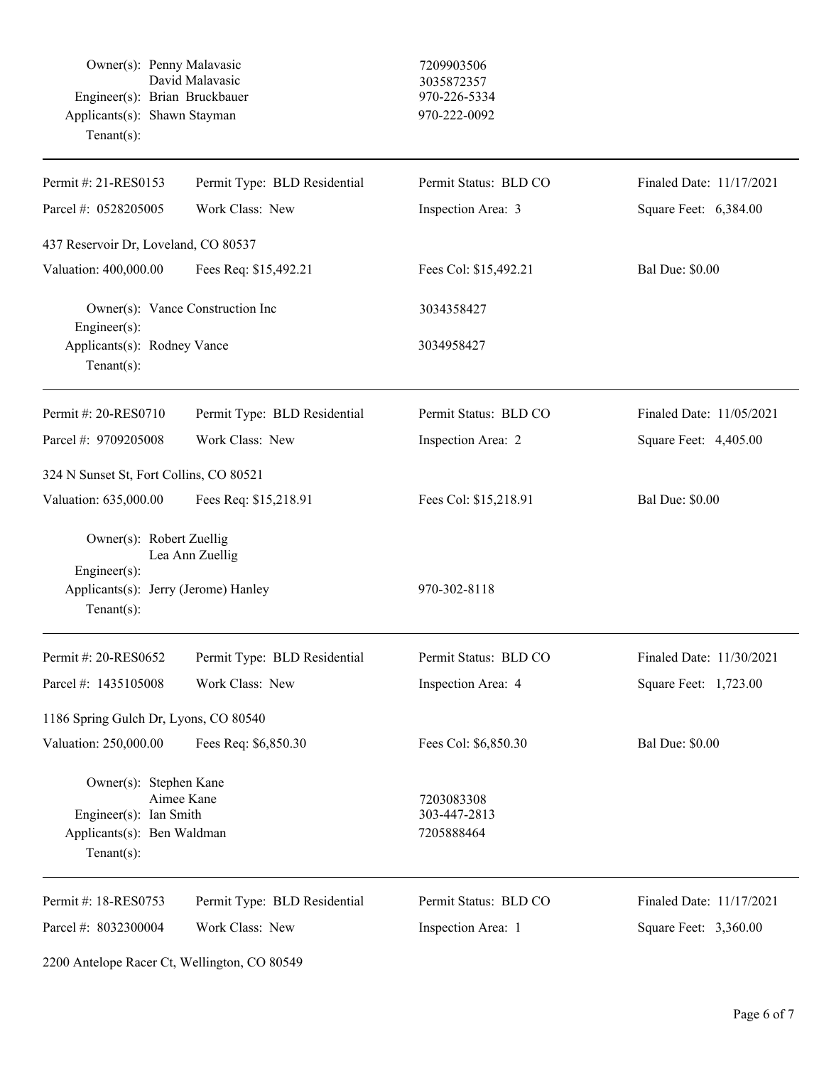Owner(s): Penny Malavasic — 7209903506
David Malavasic — 3035872357
Engineer(s): Brian Bruckbauer — 970-226-5334
Applicants(s): Shawn Stayman — 970-222-0092
Tenant(s):

---

| Permit #: 21-RES0153 | Permit Type: BLD Residential | Permit Status: BLD CO | Finaled Date: 11/17/2021 |
|---|---|---|---|
| Parcel #: 0528205005 | Work Class: New | Inspection Area: 3 | Square Feet: 6,384.00 |

437 Reservoir Dr, Loveland, CO 80537

| Valuation: 400,000.00 | Fees Req: $15,492.21 | Fees Col: $15,492.21 | Bal Due: $0.00 |
|---|---|---|---|

Owner(s): Vance Construction Inc — 3034358427
Engineer(s):
Applicants(s): Rodney Vance — 3034958427
Tenant(s):

---

| Permit #: 20-RES0710 | Permit Type: BLD Residential | Permit Status: BLD CO | Finaled Date: 11/05/2021 |
|---|---|---|---|
| Parcel #: 9709205008 | Work Class: New | Inspection Area: 2 | Square Feet: 4,405.00 |

324 N Sunset St, Fort Collins, CO 80521

| Valuation: 635,000.00 | Fees Req: $15,218.91 | Fees Col: $15,218.91 | Bal Due: $0.00 |
|---|---|---|---|

Owner(s): Robert Zuellig
Lea Ann Zuellig
Engineer(s):
Applicants(s): Jerry (Jerome) Hanley — 970-302-8118
Tenant(s):

---

| Permit #: 20-RES0652 | Permit Type: BLD Residential | Permit Status: BLD CO | Finaled Date: 11/30/2021 |
|---|---|---|---|
| Parcel #: 1435105008 | Work Class: New | Inspection Area: 4 | Square Feet: 1,723.00 |

1186 Spring Gulch Dr, Lyons, CO 80540

| Valuation: 250,000.00 | Fees Req: $6,850.30 | Fees Col: $6,850.30 | Bal Due: $0.00 |
|---|---|---|---|

Owner(s): Stephen Kane
Aimee Kane — 7203083308
Engineer(s): Ian Smith — 303-447-2813
Applicants(s): Ben Waldman — 7205888464
Tenant(s):

---

| Permit #: 18-RES0753 | Permit Type: BLD Residential | Permit Status: BLD CO | Finaled Date: 11/17/2021 |
|---|---|---|---|
| Parcel #: 8032300004 | Work Class: New | Inspection Area: 1 | Square Feet: 3,360.00 |

2200 Antelope Racer Ct, Wellington, CO 80549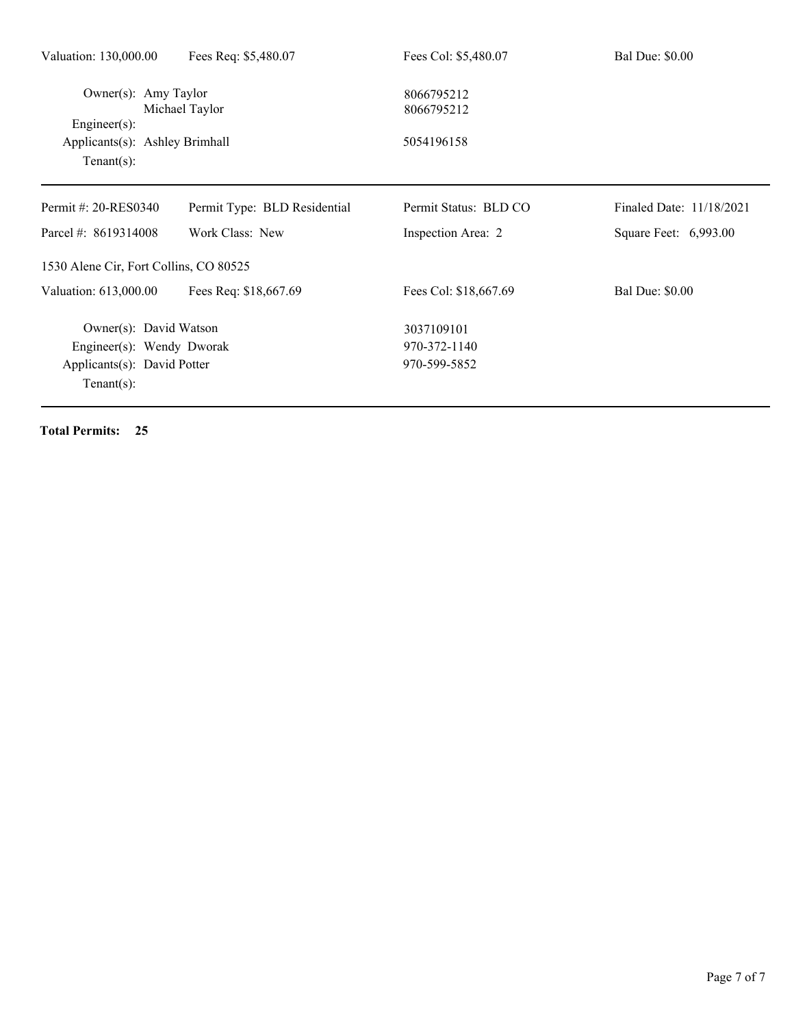| | | | |
|---|---|---|---|
| Valuation: 130,000.00 | Fees Req: $5,480.07 | Fees Col: $5,480.07 | Bal Due: $0.00 |

Owner(s): Amy Taylor 8066795212
Michael Taylor 8066795212
Engineer(s):
Applicants(s): Ashley Brimhall 5054196158
Tenant(s):

---

| | | | |
|---|---|---|---|
| Permit #: 20-RES0340 | Permit Type: BLD Residential | Permit Status: BLD CO | Finaled Date: 11/18/2021 |
| Parcel #: 8619314008 | Work Class: New | Inspection Area: 2 | Square Feet: 6,993.00 |

1530 Alene Cir, Fort Collins, CO 80525

| | | | |
|---|---|---|---|
| Valuation: 613,000.00 | Fees Req: $18,667.69 | Fees Col: $18,667.69 | Bal Due: $0.00 |

Owner(s): David Watson 3037109101
Engineer(s): Wendy Dworak 970-372-1140
Applicants(s): David Potter 970-599-5852
Tenant(s):

---

**Total Permits: 25**